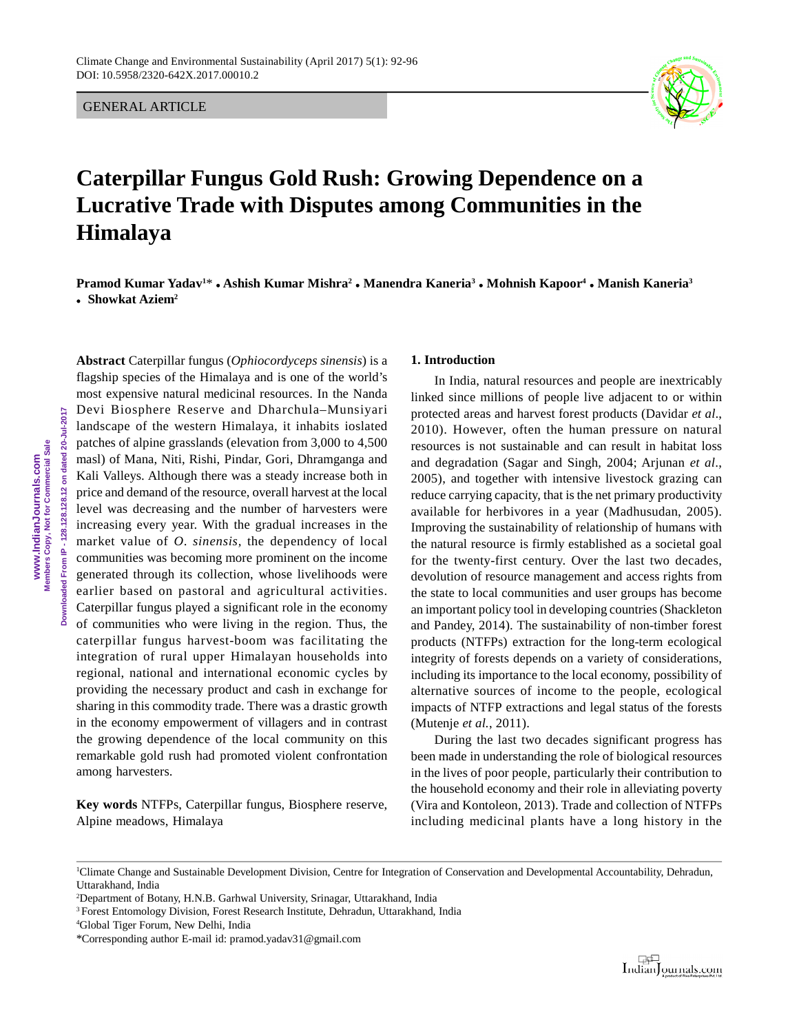GENERAL ARTICLE

# Caterpillar Fungus Gold Rush: Growing Dependence on a Lucrative Trade with Disputes among Communities in the Himalaya

**Pramod Kumar Yadav[1]* • Ashish Kumar Mishra[2] • Manendra Kaneria[3] • Mohnish Kapoor[4] • Manish Kaneria[3] • Showkat Aziem[2]**

**Abstract** Caterpillar fungus (*Ophiocordyceps sinensis*) is a flagship species of the Himalaya and is one of the world's most expensive natural medicinal resources. In the Nanda Devi Biosphere Reserve and Dharchula–Munsiyari landscape of the western Himalaya, it inhabits ioslated patches of alpine grasslands (elevation from 3,000 to 4,500 masl) of Mana, Niti, Rishi, Pindar, Gori, Dhramganga and Kali Valleys. Although there was a steady increase both in price and demand of the resource, overall harvest at the local level was decreasing and the number of harvesters were increasing every year. With the gradual increases in the market value of *O. sinensis,* the dependency of local communities was becoming more prominent on the income generated through its collection, whose livelihoods were earlier based on pastoral and agricultural activities. Caterpillar fungus played a significant role in the economy of communities who were living in the region. Thus, the caterpillar fungus harvest-boom was facilitating the integration of rural upper Himalayan households into regional, national and international economic cycles by providing the necessary product and cash in exchange for sharing in this commodity trade. There was a drastic growth in the economy empowerment of villagers and in contrast the growing dependence of the local community on this remarkable gold rush had promoted violent confrontation among harvesters.

**Key words** NTFPs, Caterpillar fungus, Biosphere reserve, Alpine meadows, Himalaya

## 1. Introduction

In India, natural resources and people are inextricably linked since millions of people live adjacent to or within protected areas and harvest forest products (Davidar *et al*., 2010). However, often the human pressure on natural resources is not sustainable and can result in habitat loss and degradation (Sagar and Singh, 2004; Arjunan *et al*., 2005), and together with intensive livestock grazing can reduce carrying capacity, that is the net primary productivity available for herbivores in a year (Madhusudan, 2005). Improving the sustainability of relationship of humans with the natural resource is firmly established as a societal goal for the twenty-first century. Over the last two decades, devolution of resource management and access rights from the state to local communities and user groups has become an important policy tool in developing countries (Shackleton and Pandey, 2014). The sustainability of non-timber forest products (NTFPs) extraction for the long-term ecological integrity of forests depends on a variety of considerations, including its importance to the local economy, possibility of alternative sources of income to the people, ecological impacts of NTFP extractions and legal status of the forests (Mutenje *et al.*, 2011).

During the last two decades significant progress has been made in understanding the role of biological resources in the lives of poor people, particularly their contribution to the household economy and their role in alleviating poverty (Vira and Kontoleon, 2013). Trade and collection of NTFPs including medicinal plants have a long history in the

[1]Climate Change and Sustainable Development Division, Centre for Integration of Conservation and Developmental Accountability, Dehradun, Uttarakhand, India

[2]Department of Botany, H.N.B. Garhwal University, Srinagar, Uttarakhand, India

[3]Forest Entomology Division, Forest Research Institute, Dehradun, Uttarakhand, India

[4]Global Tiger Forum, New Delhi, India

*Corresponding author E-mail id: pramod.yadav31@gmail.com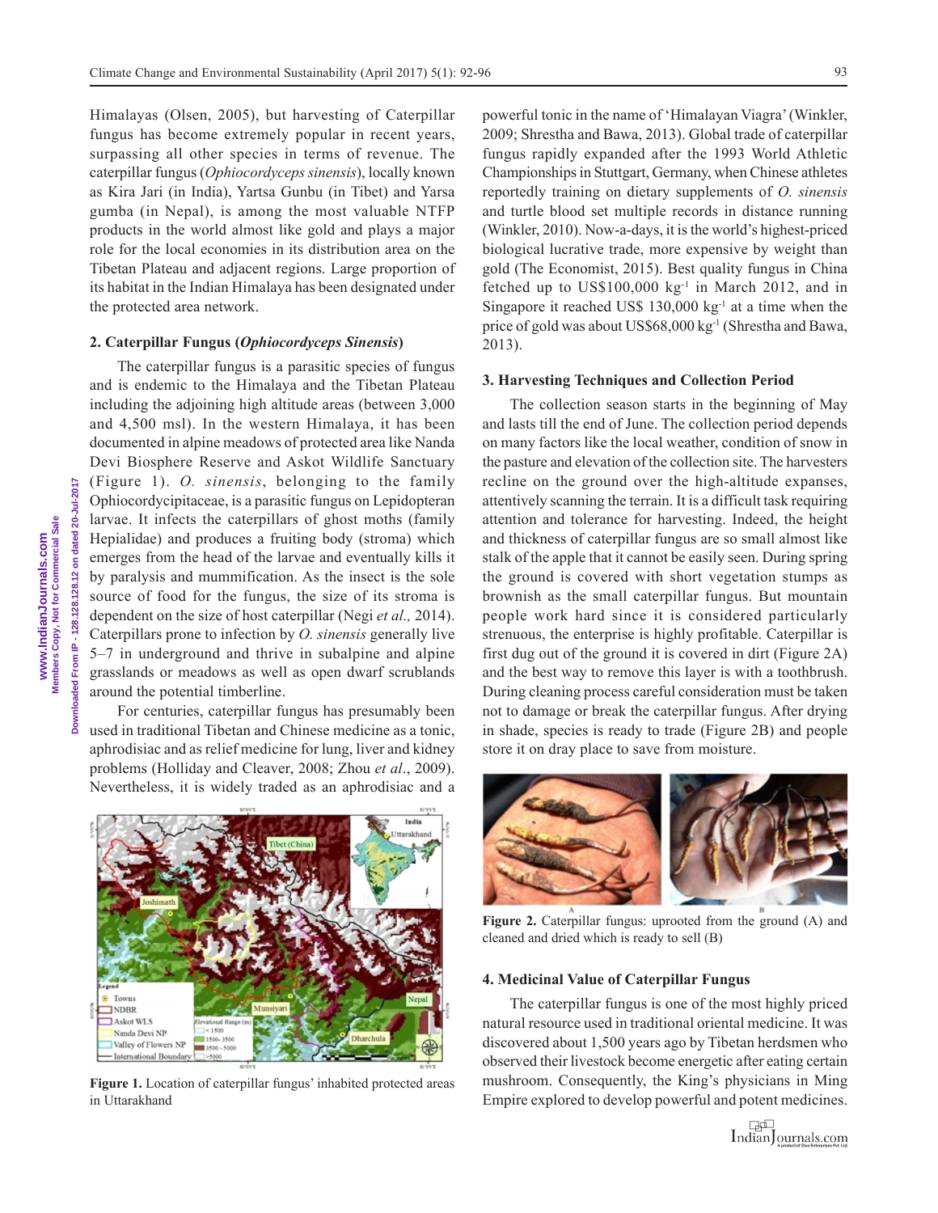Himalayas (Olsen, 2005), but harvesting of Caterpillar fungus has become extremely popular in recent years, surpassing all other species in terms of revenue. The caterpillar fungus (*Ophiocordyceps sinensis*), locally known as Kira Jari (in India), Yartsa Gunbu (in Tibet) and Yarsa gumba (in Nepal), is among the most valuable NTFP products in the world almost like gold and plays a major role for the local economies in its distribution area on the Tibetan Plateau and adjacent regions. Large proportion of its habitat in the Indian Himalaya has been designated under the protected area network.

## 2. Caterpillar Fungus (*Ophiocordyceps Sinensis*)

The caterpillar fungus is a parasitic species of fungus and is endemic to the Himalaya and the Tibetan Plateau including the adjoining high altitude areas (between 3,000 and 4,500 msl). In the western Himalaya, it has been documented in alpine meadows of protected area like Nanda Devi Biosphere Reserve and Askot Wildlife Sanctuary (Figure 1). *O. sinensis*, belonging to the family Ophiocordycipitaceae, is a parasitic fungus on Lepidopteran larvae. It infects the caterpillars of ghost moths (family Hepialidae) and produces a fruiting body (stroma) which emerges from the head of the larvae and eventually kills it by paralysis and mummification. As the insect is the sole source of food for the fungus, the size of its stroma is dependent on the size of host caterpillar (Negi *et al.,* 2014). Caterpillars prone to infection by *O. sinensis* generally live 5–7 in underground and thrive in subalpine and alpine grasslands or meadows as well as open dwarf scrublands around the potential timberline.

For centuries, caterpillar fungus has presumably been used in traditional Tibetan and Chinese medicine as a tonic, aphrodisiac and as relief medicine for lung, liver and kidney problems (Holliday and Cleaver, 2008; Zhou *et al*., 2009). Nevertheless, it is widely traded as an aphrodisiac and a powerful tonic in the name of 'Himalayan Viagra' (Winkler, 2009; Shrestha and Bawa, 2013). Global trade of caterpillar fungus rapidly expanded after the 1993 World Athletic Championships in Stuttgart, Germany, when Chinese athletes reportedly training on dietary supplements of *O. sinensis* and turtle blood set multiple records in distance running (Winkler, 2010). Now-a-days, it is the world's highest-priced biological lucrative trade, more expensive by weight than gold (The Economist, 2015). Best quality fungus in China fetched up to US$100,000 kg$^{-1}$ in March 2012, and in Singapore it reached US$ 130,000 kg$^{-1}$ at a time when the price of gold was about US$68,000 kg$^{-1}$ (Shrestha and Bawa, 2013).

**Figure 1.** Location of caterpillar fungus' inhabited protected areas in Uttarakhand

## 3. Harvesting Techniques and Collection Period

The collection season starts in the beginning of May and lasts till the end of June. The collection period depends on many factors like the local weather, condition of snow in the pasture and elevation of the collection site. The harvesters recline on the ground over the high-altitude expanses, attentively scanning the terrain. It is a difficult task requiring attention and tolerance for harvesting. Indeed, the height and thickness of caterpillar fungus are so small almost like stalk of the apple that it cannot be easily seen. During spring the ground is covered with short vegetation stumps as brownish as the small caterpillar fungus. But mountain people work hard since it is considered particularly strenuous, the enterprise is highly profitable. Caterpillar is first dug out of the ground it is covered in dirt (Figure 2A) and the best way to remove this layer is with a toothbrush. During cleaning process careful consideration must be taken not to damage or break the caterpillar fungus. After drying in shade, species is ready to trade (Figure 2B) and people store it on dray place to save from moisture.

**Figure 2.** Caterpillar fungus: uprooted from the ground (A) and cleaned and dried which is ready to sell (B)

## 4. Medicinal Value of Caterpillar Fungus

The caterpillar fungus is one of the most highly priced natural resource used in traditional oriental medicine. It was discovered about 1,500 years ago by Tibetan herdsmen who observed their livestock become energetic after eating certain mushroom. Consequently, the King's physicians in Ming Empire explored to develop powerful and potent medicines.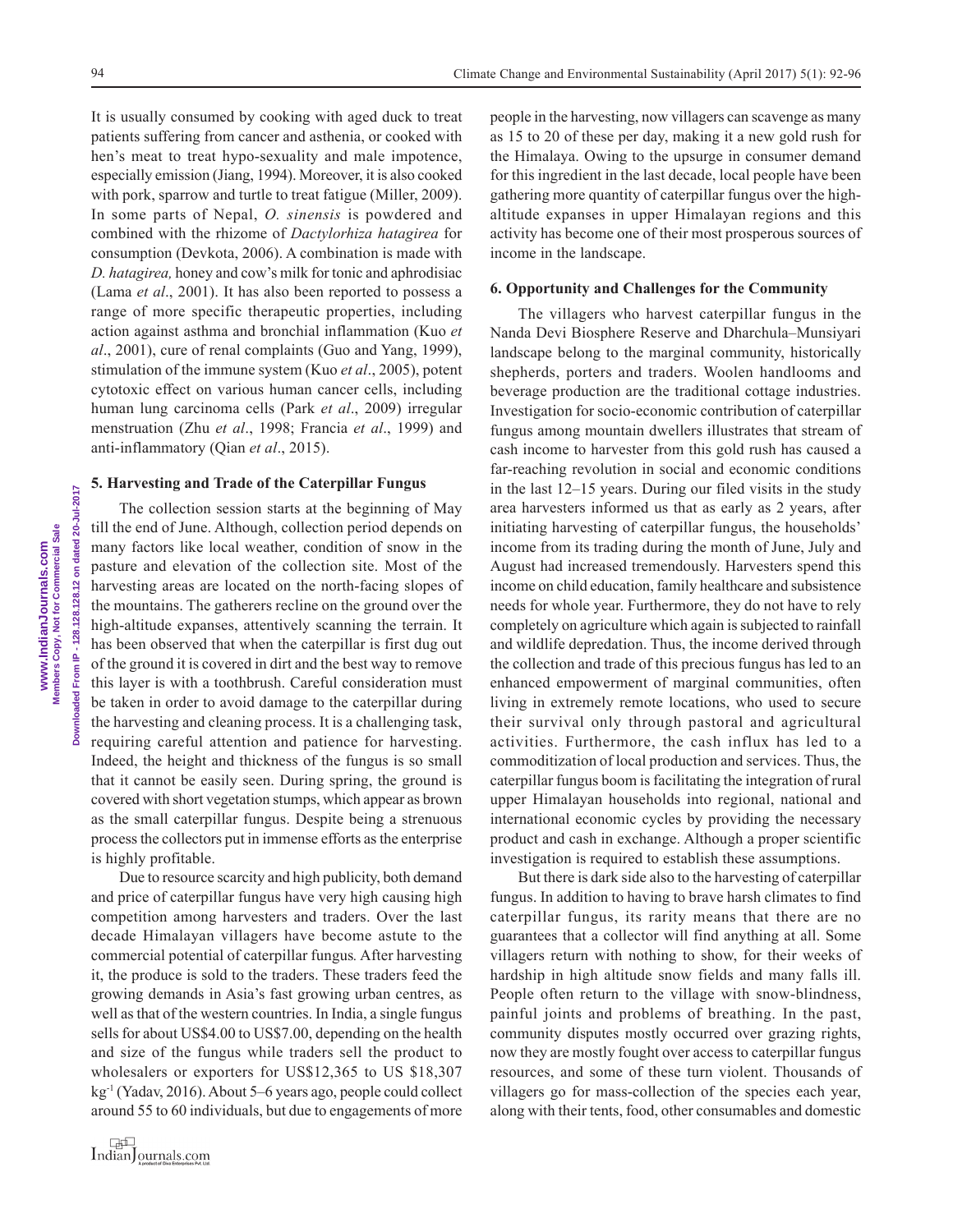It is usually consumed by cooking with aged duck to treat patients suffering from cancer and asthenia, or cooked with hen's meat to treat hypo-sexuality and male impotence, especially emission (Jiang, 1994). Moreover, it is also cooked with pork, sparrow and turtle to treat fatigue (Miller, 2009). In some parts of Nepal, *O. sinensis* is powdered and combined with the rhizome of *Dactylorhiza hatagirea* for consumption (Devkota, 2006). A combination is made with *D. hatagirea,* honey and cow's milk for tonic and aphrodisiac (Lama *et al*., 2001). It has also been reported to possess a range of more specific therapeutic properties, including action against asthma and bronchial inflammation (Kuo *et al*., 2001), cure of renal complaints (Guo and Yang, 1999), stimulation of the immune system (Kuo *et al*., 2005), potent cytotoxic effect on various human cancer cells, including human lung carcinoma cells (Park *et al*., 2009) irregular menstruation (Zhu *et al*., 1998; Francia *et al*., 1999) and anti-inflammatory (Qian *et al*., 2015).

## 5. Harvesting and Trade of the Caterpillar Fungus

The collection session starts at the beginning of May till the end of June. Although, collection period depends on many factors like local weather, condition of snow in the pasture and elevation of the collection site. Most of the harvesting areas are located on the north-facing slopes of the mountains. The gatherers recline on the ground over the high-altitude expanses, attentively scanning the terrain. It has been observed that when the caterpillar is first dug out of the ground it is covered in dirt and the best way to remove this layer is with a toothbrush. Careful consideration must be taken in order to avoid damage to the caterpillar during the harvesting and cleaning process. It is a challenging task, requiring careful attention and patience for harvesting. Indeed, the height and thickness of the fungus is so small that it cannot be easily seen. During spring, the ground is covered with short vegetation stumps, which appear as brown as the small caterpillar fungus. Despite being a strenuous process the collectors put in immense efforts as the enterprise is highly profitable.

Due to resource scarcity and high publicity, both demand and price of caterpillar fungus have very high causing high competition among harvesters and traders. Over the last decade Himalayan villagers have become astute to the commercial potential of caterpillar fungus*.* After harvesting it, the produce is sold to the traders. These traders feed the growing demands in Asia's fast growing urban centres, as well as that of the western countries. In India, a single fungus sells for about US$4.00 to US$7.00, depending on the health and size of the fungus while traders sell the product to wholesalers or exporters for US$12,365 to US $18,307 $kg^{-1}$ (Yadav, 2016). About 5–6 years ago, people could collect around 55 to 60 individuals, but due to engagements of more people in the harvesting, now villagers can scavenge as many as 15 to 20 of these per day, making it a new gold rush for the Himalaya. Owing to the upsurge in consumer demand for this ingredient in the last decade, local people have been gathering more quantity of caterpillar fungus over the high-altitude expanses in upper Himalayan regions and this activity has become one of their most prosperous sources of income in the landscape.

## 6. Opportunity and Challenges for the Community

The villagers who harvest caterpillar fungus in the Nanda Devi Biosphere Reserve and Dharchula–Munsiyari landscape belong to the marginal community, historically shepherds, porters and traders. Woolen handlooms and beverage production are the traditional cottage industries. Investigation for socio-economic contribution of caterpillar fungus among mountain dwellers illustrates that stream of cash income to harvester from this gold rush has caused a far-reaching revolution in social and economic conditions in the last 12–15 years. During our filed visits in the study area harvesters informed us that as early as 2 years, after initiating harvesting of caterpillar fungus, the households' income from its trading during the month of June, July and August had increased tremendously. Harvesters spend this income on child education, family healthcare and subsistence needs for whole year. Furthermore, they do not have to rely completely on agriculture which again is subjected to rainfall and wildlife depredation. Thus, the income derived through the collection and trade of this precious fungus has led to an enhanced empowerment of marginal communities, often living in extremely remote locations, who used to secure their survival only through pastoral and agricultural activities. Furthermore, the cash influx has led to a commoditization of local production and services. Thus, the caterpillar fungus boom is facilitating the integration of rural upper Himalayan households into regional, national and international economic cycles by providing the necessary product and cash in exchange. Although a proper scientific investigation is required to establish these assumptions.

But there is dark side also to the harvesting of caterpillar fungus. In addition to having to brave harsh climates to find caterpillar fungus, its rarity means that there are no guarantees that a collector will find anything at all. Some villagers return with nothing to show, for their weeks of hardship in high altitude snow fields and many falls ill. People often return to the village with snow-blindness, painful joints and problems of breathing. In the past, community disputes mostly occurred over grazing rights, now they are mostly fought over access to caterpillar fungus resources, and some of these turn violent. Thousands of villagers go for mass-collection of the species each year, along with their tents, food, other consumables and domestic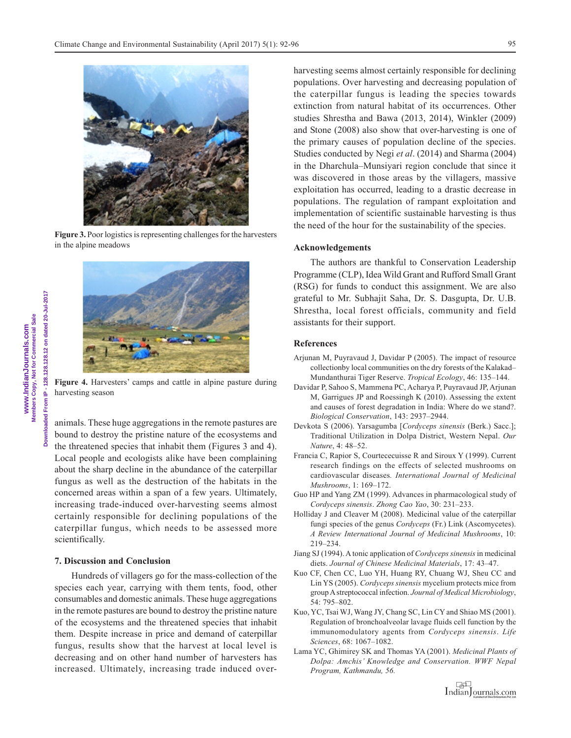Figure 3. Poor logistics is representing challenges for the harvesters in the alpine meadows

Figure 4. Harvesters' camps and cattle in alpine pasture during harvesting season

animals. These huge aggregations in the remote pastures are bound to destroy the pristine nature of the ecosystems and the threatened species that inhabit them (Figures 3 and 4). Local people and ecologists alike have been complaining about the sharp decline in the abundance of the caterpillar fungus as well as the destruction of the habitats in the concerned areas within a span of a few years. Ultimately, increasing trade-induced over-harvesting seems almost certainly responsible for declining populations of the caterpillar fungus, which needs to be assessed more scientifically.

### 7. Discussion and Conclusion

Hundreds of villagers go for the mass-collection of the species each year, carrying with them tents, food, other consumables and domestic animals. These huge aggregations in the remote pastures are bound to destroy the pristine nature of the ecosystems and the threatened species that inhabit them. Despite increase in price and demand of caterpillar fungus, results show that the harvest at local level is decreasing and on other hand number of harvesters has increased. Ultimately, increasing trade induced over-harvesting seems almost certainly responsible for declining populations. Over harvesting and decreasing population of the caterpillar fungus is leading the species towards extinction from natural habitat of its occurrences. Other studies Shrestha and Bawa (2013, 2014), Winkler (2009) and Stone (2008) also show that over-harvesting is one of the primary causes of population decline of the species. Studies conducted by Negi *et al*. (2014) and Sharma (2004) in the Dharchula–Munsiyari region conclude that since it was discovered in those areas by the villagers, massive exploitation has occurred, leading to a drastic decrease in populations. The regulation of rampant exploitation and implementation of scientific sustainable harvesting is thus the need of the hour for the sustainability of the species.

### Acknowledgements

The authors are thankful to Conservation Leadership Programme (CLP), Idea Wild Grant and Rufford Small Grant (RSG) for funds to conduct this assignment. We are also grateful to Mr. Subhajit Saha, Dr. S. Dasgupta, Dr. U.B. Shrestha, local forest officials, community and field assistants for their support.

### References

Arjunan M, Puyravaud J, Davidar P (2005). The impact of resource collectionby local communities on the dry forests of the Kalakad–Mundanthurai Tiger Reserve. *Tropical Ecology*, 46: 135–144.

Davidar P, Sahoo S, Mammena PC, Acharya P, Puyravaud JP, Arjunan M, Garrigues JP and Roessingh K (2010). Assessing the extent and causes of forest degradation in India: Where do we stand?. *Biological Conservation*, 143: 2937–2944.

Devkota S (2006). Yarsagumba [*Cordyceps sinensis* (Berk.) Sacc.]; Traditional Utilization in Dolpa District, Western Nepal. *Our Nature*, 4: 48–52.

Francia C, Rapior S, Courtecuisse R and Siroux Y (1999). Current research findings on the effects of selected mushrooms on cardiovascular diseases*. International Journal of Medicinal Mushrooms*, 1: 169–172.

Guo HP and Yang ZM (1999). Advances in pharmacological study of *Cordyceps sinensis*. *Zhong Cao Yao*, 30: 231–233.

Holliday J and Cleaver M (2008). Medicinal value of the caterpillar fungi species of the genus *Cordyceps* (Fr.) Link (Ascomycetes). *A Review International Journal of Medicinal Mushrooms*, 10: 219–234.

Jiang SJ (1994). A tonic application of *Cordyceps sinensis* in medicinal diets. *Journal of Chinese Medicinal Materials*, 17: 43–47.

Kuo CF, Chen CC, Luo YH, Huang RY, Chuang WJ, Sheu CC and Lin YS (2005). *Cordyceps sinensis* mycelium protects mice from group A streptococcal infection. *Journal of Medical Microbiology*, 54: 795–802.

Kuo, YC, Tsai WJ, Wang JY, Chang SC, Lin CY and Shiao MS (2001). Regulation of bronchoalveolar lavage fluids cell function by the immunomodulatory agents from *Cordyceps sinensis*. *Life Sciences*, 68: 1067–1082.

Lama YC, Ghimirey SK and Thomas YA (2001). *Medicinal Plants of Dolpa: Amchis' Knowledge and Conservation. WWF Nepal Program, Kathmandu, 56.*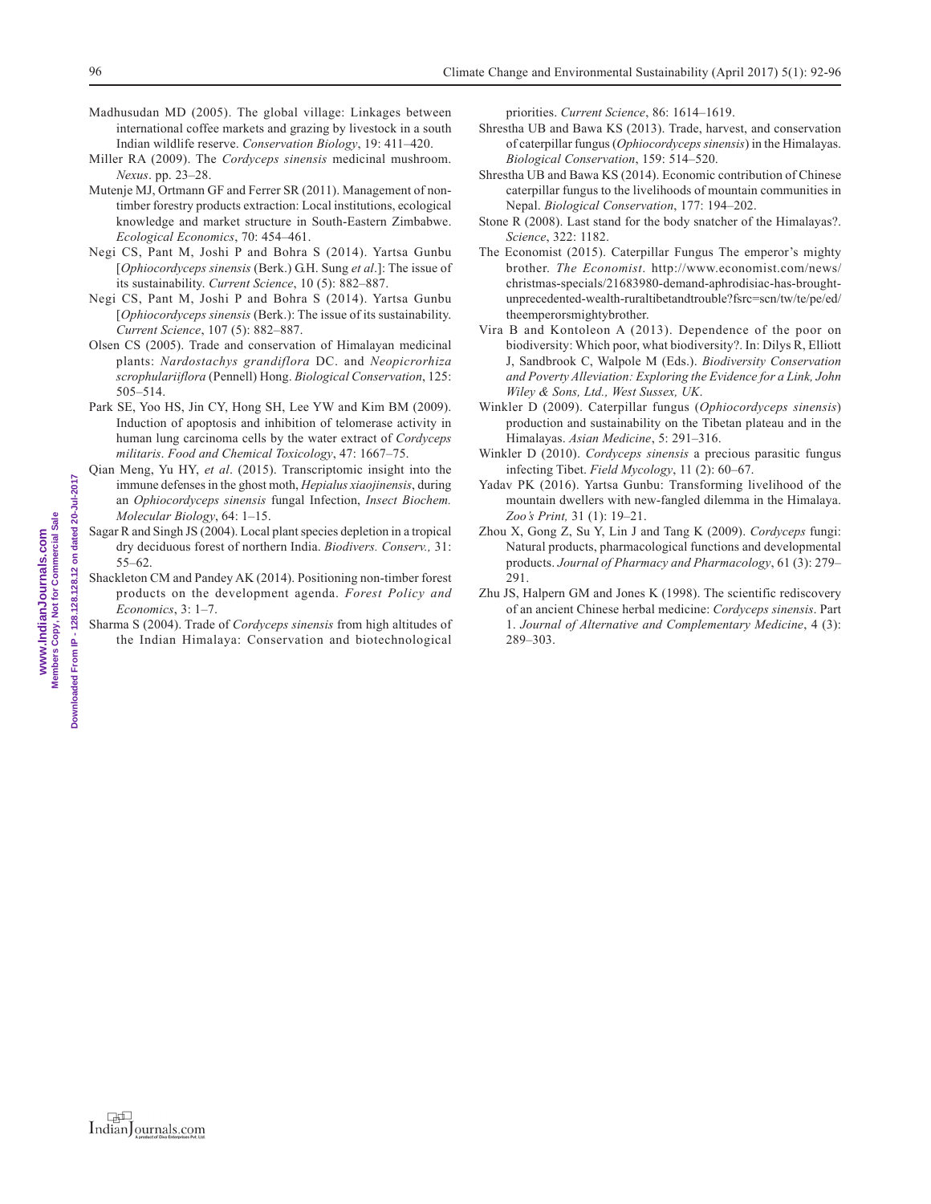Madhusudan MD (2005). The global village: Linkages between international coffee markets and grazing by livestock in a south Indian wildlife reserve. *Conservation Biology*, 19: 411–420.

Miller RA (2009). The *Cordyceps sinensis* medicinal mushroom. *Nexus*. pp. 23–28.

Mutenje MJ, Ortmann GF and Ferrer SR (2011). Management of non-timber forestry products extraction: Local institutions, ecological knowledge and market structure in South-Eastern Zimbabwe. *Ecological Economics*, 70: 454–461.

Negi CS, Pant M, Joshi P and Bohra S (2014). Yartsa Gunbu [*Ophiocordyceps sinensis* (Berk.) G.H. Sung *et al*.]: The issue of its sustainability. *Current Science*, 10 (5): 882–887.

Negi CS, Pant M, Joshi P and Bohra S (2014). Yartsa Gunbu [*Ophiocordyceps sinensis* (Berk.): The issue of its sustainability. *Current Science*, 107 (5): 882–887.

Olsen CS (2005). Trade and conservation of Himalayan medicinal plants: *Nardostachys grandiflora* DC. and *Neopicrorhiza scrophulariiflora* (Pennell) Hong. *Biological Conservation*, 125: 505–514.

Park SE, Yoo HS, Jin CY, Hong SH, Lee YW and Kim BM (2009). Induction of apoptosis and inhibition of telomerase activity in human lung carcinoma cells by the water extract of *Cordyceps militaris*. *Food and Chemical Toxicology*, 47: 1667–75.

Qian Meng, Yu HY, *et al*. (2015). Transcriptomic insight into the immune defenses in the ghost moth, *Hepialus xiaojinensis*, during an *Ophiocordyceps sinensis* fungal Infection, *Insect Biochem. Molecular Biology*, 64: 1–15.

Sagar R and Singh JS (2004). Local plant species depletion in a tropical dry deciduous forest of northern India. *Biodivers. Conserv.,* 31: 55–62.

Shackleton CM and Pandey AK (2014). Positioning non-timber forest products on the development agenda. *Forest Policy and Economics*, 3: 1–7.

Sharma S (2004). Trade of *Cordyceps sinensis* from high altitudes of the Indian Himalaya: Conservation and biotechnological priorities. *Current Science*, 86: 1614–1619.

Shrestha UB and Bawa KS (2013). Trade, harvest, and conservation of caterpillar fungus (*Ophiocordyceps sinensis*) in the Himalayas. *Biological Conservation*, 159: 514–520.

Shrestha UB and Bawa KS (2014). Economic contribution of Chinese caterpillar fungus to the livelihoods of mountain communities in Nepal. *Biological Conservation*, 177: 194–202.

Stone R (2008). Last stand for the body snatcher of the Himalayas?. *Science*, 322: 1182.

The Economist (2015). Caterpillar Fungus The emperor's mighty brother. *The Economist*. http://www.economist.com/news/christmas-specials/21683980-demand-aphrodisiac-has-brought-unprecedented-wealth-ruraltibetandtrouble?fsrc=scn/tw/te/pe/ed/theemperorsmightybrother.

Vira B and Kontoleon A (2013). Dependence of the poor on biodiversity: Which poor, what biodiversity?. In: Dilys R, Elliott J, Sandbrook C, Walpole M (Eds.). *Biodiversity Conservation and Poverty Alleviation: Exploring the Evidence for a Link, John Wiley & Sons, Ltd., West Sussex, UK*.

Winkler D (2009). Caterpillar fungus (*Ophiocordyceps sinensis*) production and sustainability on the Tibetan plateau and in the Himalayas. *Asian Medicine*, 5: 291–316.

Winkler D (2010). *Cordyceps sinensis* a precious parasitic fungus infecting Tibet. *Field Mycology*, 11 (2): 60–67.

Yadav PK (2016). Yartsa Gunbu: Transforming livelihood of the mountain dwellers with new-fangled dilemma in the Himalaya. *Zoo's Print,* 31 (1): 19–21.

Zhou X, Gong Z, Su Y, Lin J and Tang K (2009). *Cordyceps* fungi: Natural products, pharmacological functions and developmental products. *Journal of Pharmacy and Pharmacology*, 61 (3): 279–291.

Zhu JS, Halpern GM and Jones K (1998). The scientific rediscovery of an ancient Chinese herbal medicine: *Cordyceps sinensis*. Part 1. *Journal of Alternative and Complementary Medicine*, 4 (3): 289–303.